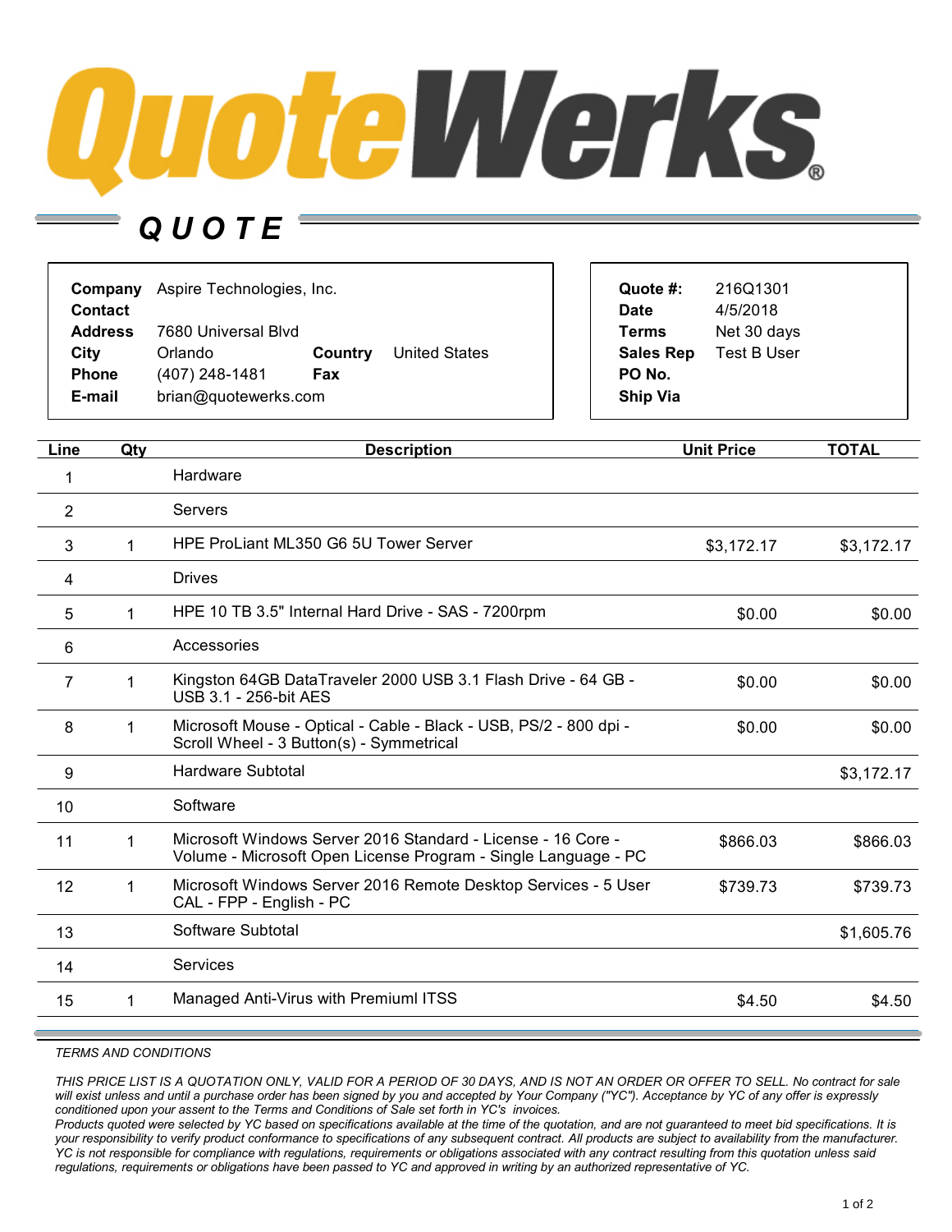# QuoteWerks®

## QUOTE

| | | | |
|---|---|---|---|
| **Company** | Aspire Technologies, Inc. | | |
| **Contact** | | | |
| **Address** | 7680 Universal Blvd | | |
| **City** | Orlando | **Country** | United States |
| **Phone** | (407) 248-1481 | **Fax** | |
| **E-mail** | brian@quotewerks.com | | |

| | |
|---|---|
| **Quote #:** | 216Q1301 |
| **Date** | 4/5/2018 |
| **Terms** | Net 30 days |
| **Sales Rep** | Test B User |
| **PO No.** | |
| **Ship Via** | |

| Line | Qty | Description | Unit Price | TOTAL |
|---|---|---|---|---|
| 1 | | Hardware | | |
| 2 | | Servers | | |
| 3 | 1 | HPE ProLiant ML350 G6 5U Tower Server | $3,172.17 | $3,172.17 |
| 4 | | Drives | | |
| 5 | 1 | HPE 10 TB 3.5" Internal Hard Drive - SAS - 7200rpm | $0.00 | $0.00 |
| 6 | | Accessories | | |
| 7 | 1 | Kingston 64GB DataTraveler 2000 USB 3.1 Flash Drive - 64 GB - USB 3.1 - 256-bit AES | $0.00 | $0.00 |
| 8 | 1 | Microsoft Mouse - Optical - Cable - Black - USB, PS/2 - 800 dpi - Scroll Wheel - 3 Button(s) - Symmetrical | $0.00 | $0.00 |
| 9 | | Hardware Subtotal | | $3,172.17 |
| 10 | | Software | | |
| 11 | 1 | Microsoft Windows Server 2016 Standard - License - 16 Core - Volume - Microsoft Open License Program - Single Language - PC | $866.03 | $866.03 |
| 12 | 1 | Microsoft Windows Server 2016 Remote Desktop Services - 5 User CAL - FPP - English - PC | $739.73 | $739.73 |
| 13 | | Software Subtotal | | $1,605.76 |
| 14 | | Services | | |
| 15 | 1 | Managed Anti-Virus with Premiuml ITSS | $4.50 | $4.50 |

*TERMS AND CONDITIONS*

*THIS PRICE LIST IS A QUOTATION ONLY, VALID FOR A PERIOD OF 30 DAYS, AND IS NOT AN ORDER OR OFFER TO SELL. No contract for sale will exist unless and until a purchase order has been signed by you and accepted by Your Company ("YC"). Acceptance by YC of any offer is expressly conditioned upon your assent to the Terms and Conditions of Sale set forth in YC's invoices.*
*Products quoted were selected by YC based on specifications available at the time of the quotation, and are not guaranteed to meet bid specifications. It is your responsibility to verify product conformance to specifications of any subsequent contract. All products are subject to availability from the manufacturer. YC is not responsible for compliance with regulations, requirements or obligations associated with any contract resulting from this quotation unless said regulations, requirements or obligations have been passed to YC and approved in writing by an authorized representative of YC.*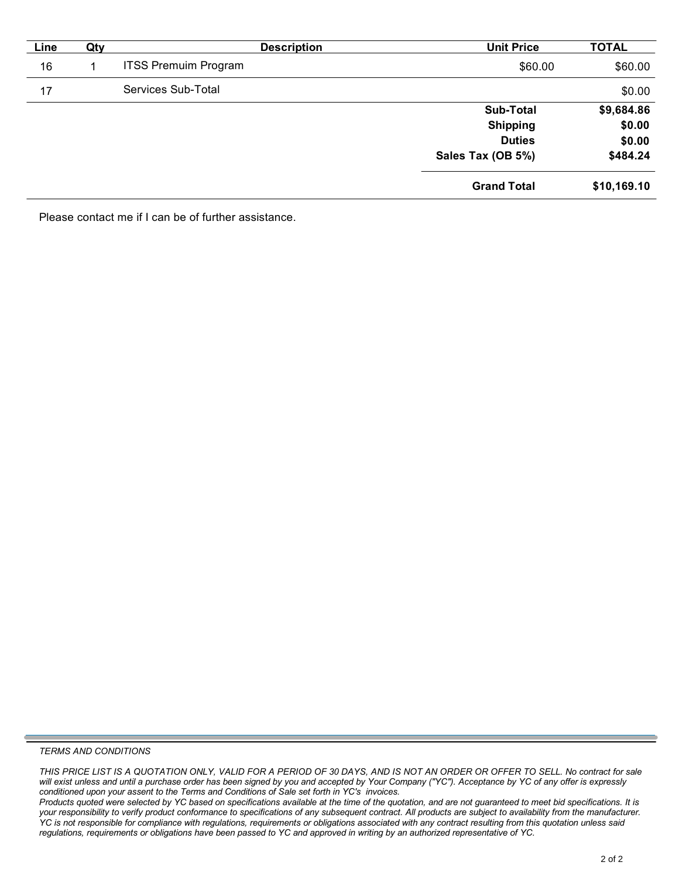| Line | Qty | Description | Unit Price | TOTAL |
|---|---|---|---|---|
| 16 | 1 | ITSS Premuim Program | $60.00 | $60.00 |
| 17 | | Services Sub-Total | | $0.00 |
| | | | **Sub-Total** | **$9,684.86** |
| | | | **Shipping** | **$0.00** |
| | | | **Duties** | **$0.00** |
| | | | **Sales Tax (OB 5%)** | **$484.24** |
| | | | **Grand Total** | **$10,169.10** |

Please contact me if I can be of further assistance.

*TERMS AND CONDITIONS*

*THIS PRICE LIST IS A QUOTATION ONLY, VALID FOR A PERIOD OF 30 DAYS, AND IS NOT AN ORDER OR OFFER TO SELL. No contract for sale will exist unless and until a purchase order has been signed by you and accepted by Your Company ("YC"). Acceptance by YC of any offer is expressly conditioned upon your assent to the Terms and Conditions of Sale set forth in YC's invoices.*

*Products quoted were selected by YC based on specifications available at the time of the quotation, and are not guaranteed to meet bid specifications. It is your responsibility to verify product conformance to specifications of any subsequent contract. All products are subject to availability from the manufacturer. YC is not responsible for compliance with regulations, requirements or obligations associated with any contract resulting from this quotation unless said regulations, requirements or obligations have been passed to YC and approved in writing by an authorized representative of YC.*